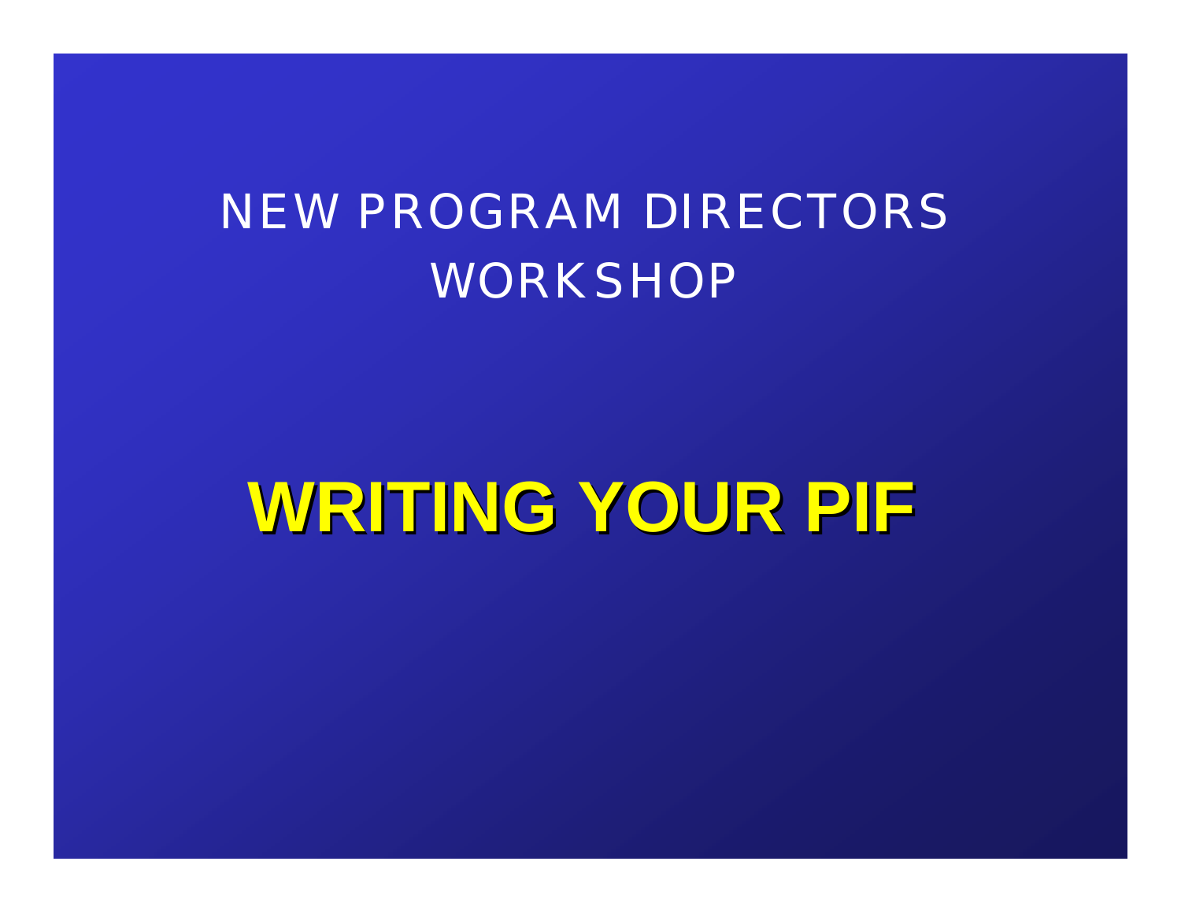# NEW PROGRAM DIRECTORS WORKSHOP

# **WRITING YOUR PIF**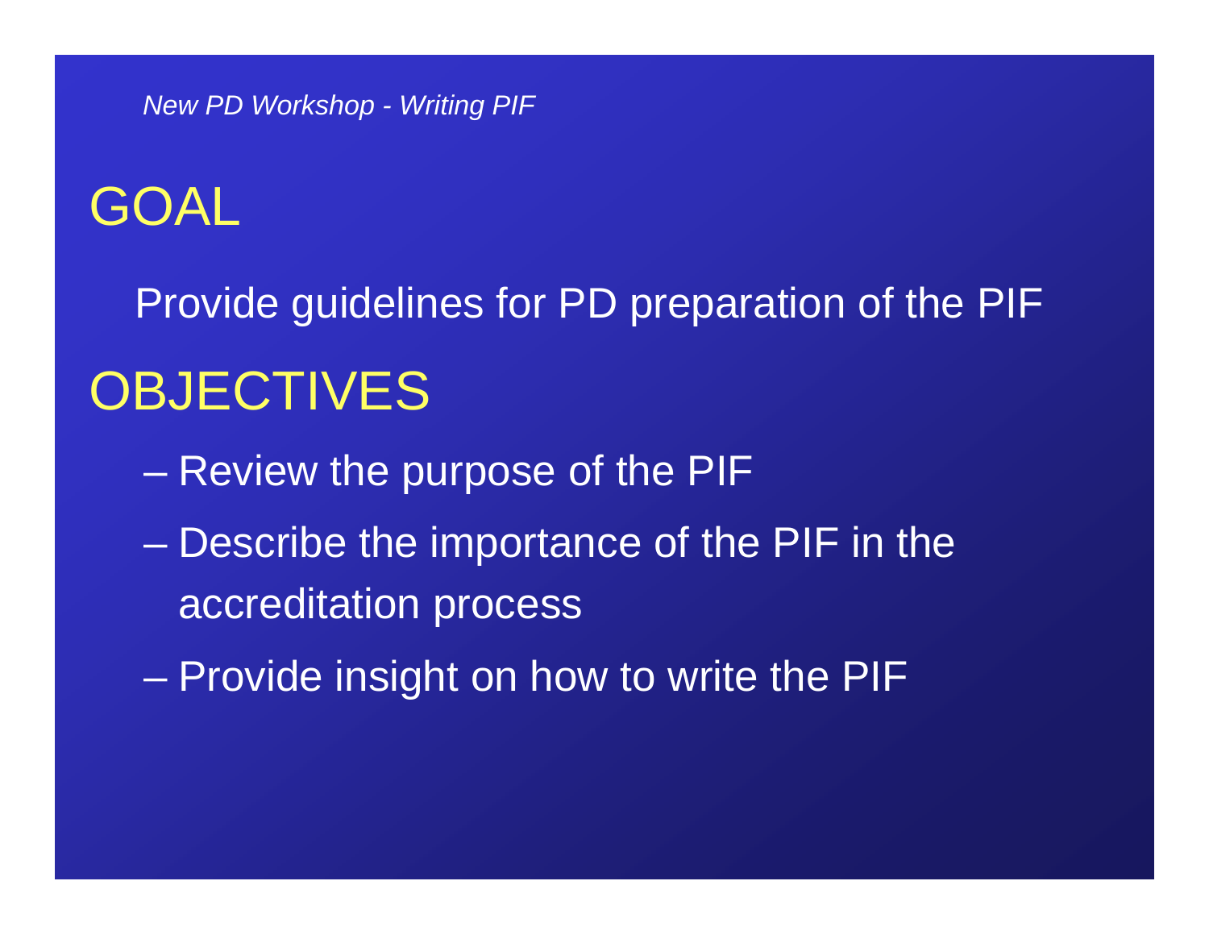# GOAL

Provide guidelines for PD preparation of the PIF

# OBJECTIVES

- Review the purpose of the PIF
- Describe the importance of the PIF in the accreditation process
- Provide insight on how to write the PIF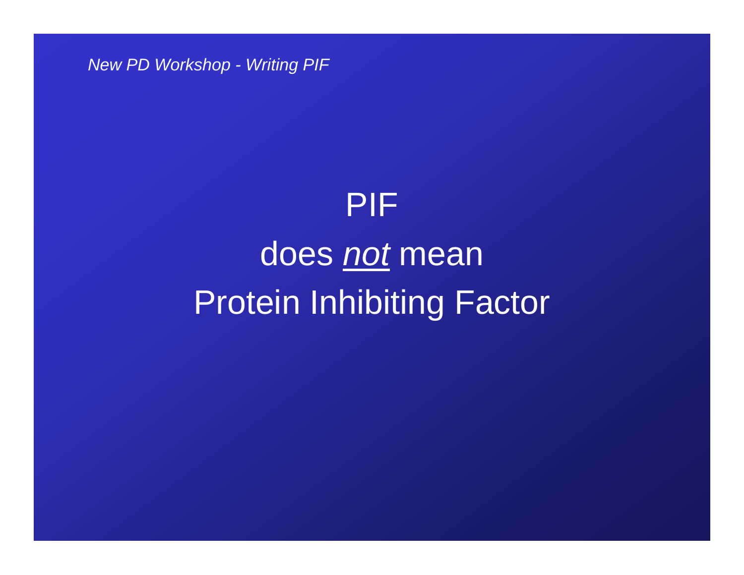PIF

does *not* mean

Protein Inhibiting Factor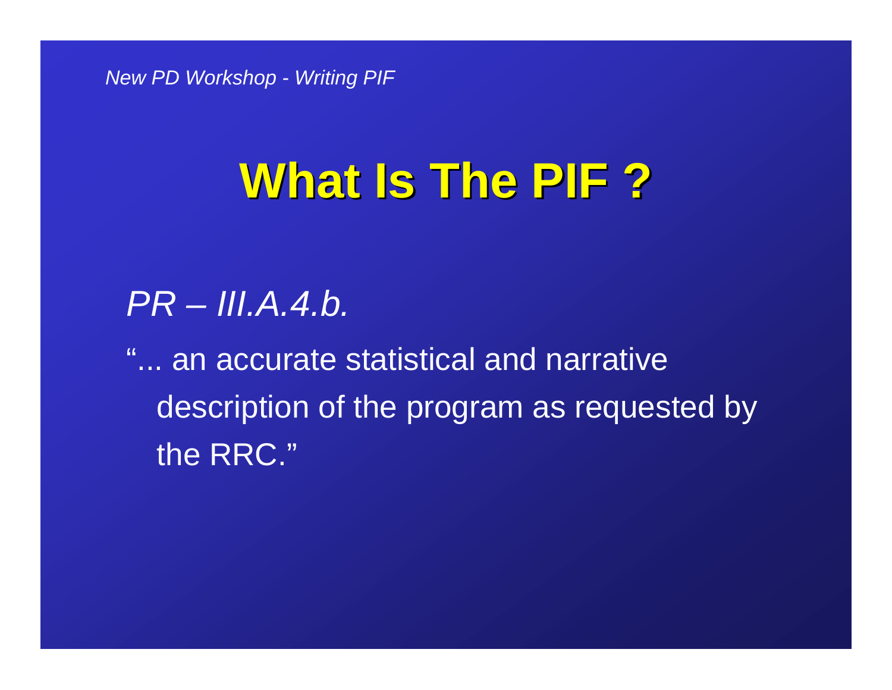# What Is The PIF ?

*PR – III.A.4.b.*

"... an accurate statistical and narrative description of the program as requested by the RRC."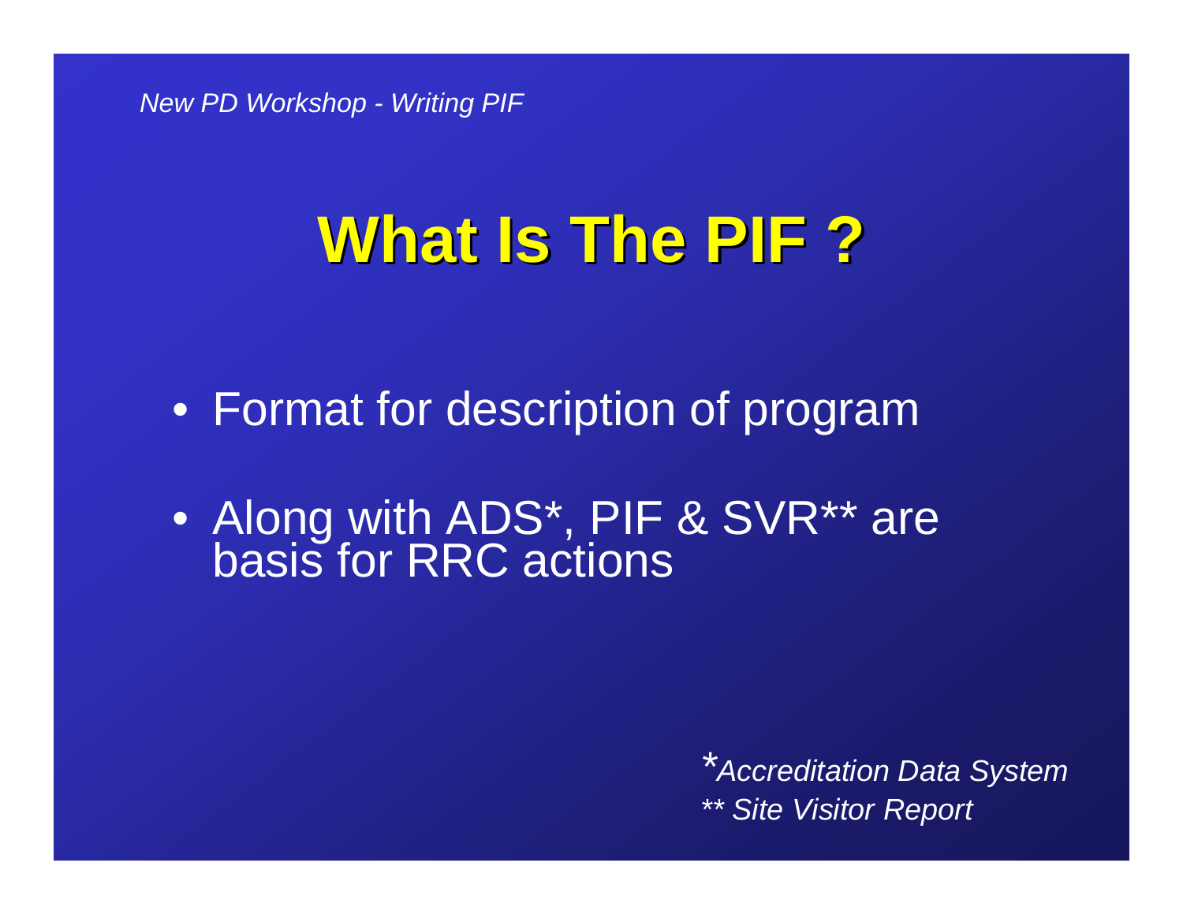# What Is The PIF ?

- Format for description of program
- Along with ADS*, PIF & SVR** are basis for RRC actions

*\*Accreditation Data System*
*\*\* Site Visitor Report*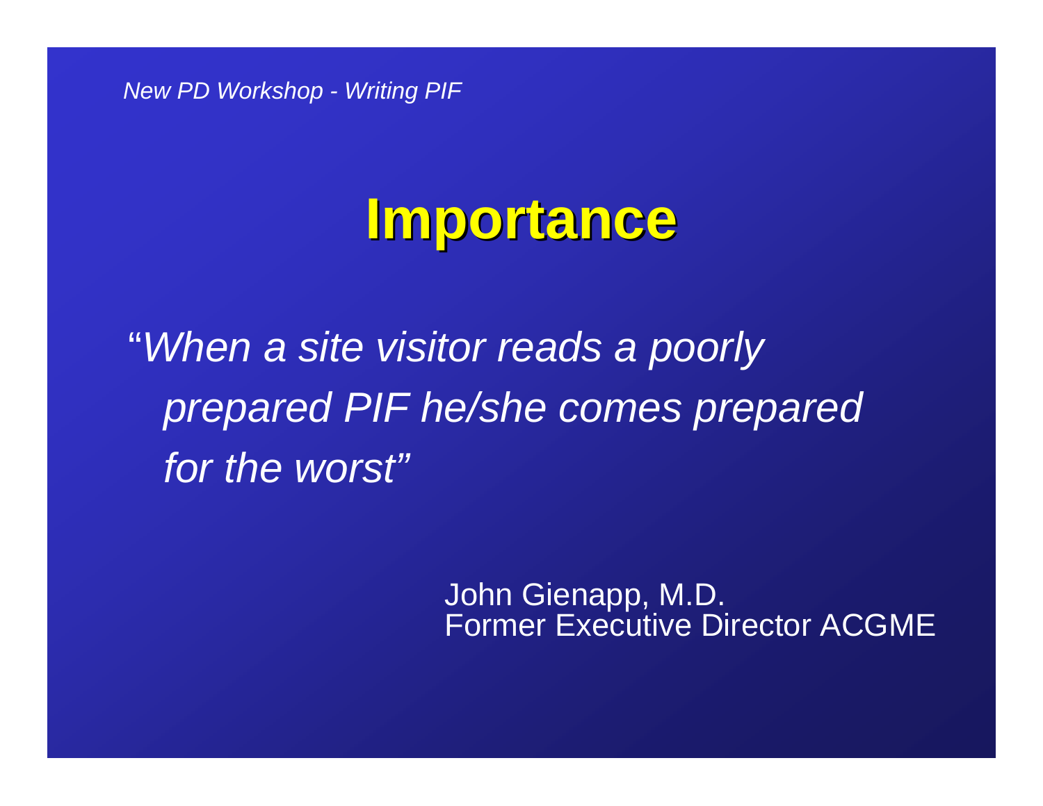# Importance

*"When a site visitor reads a poorly prepared PIF he/she comes prepared for the worst"*

John Gienapp, M.D.
Former Executive Director ACGME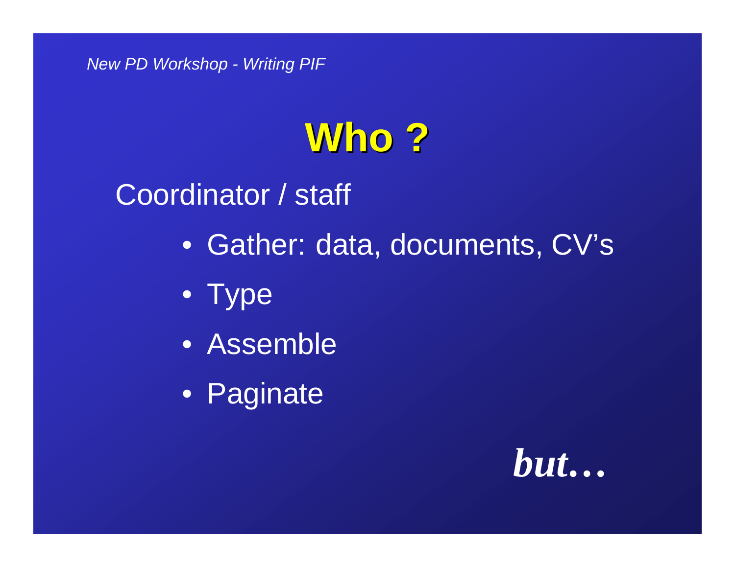# Who ?

Coordinator / staff

- Gather: data, documents, CV's
- Type
- Assemble
- Paginate

***but…***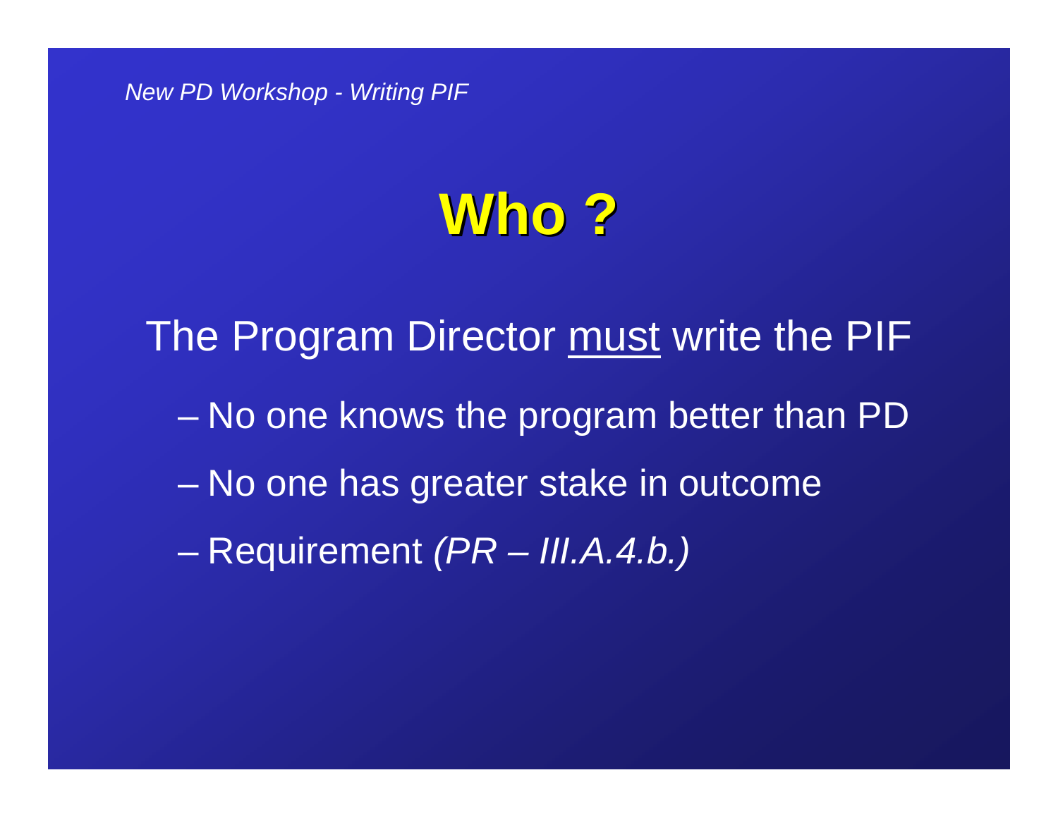# Who ?

The Program Director <u>must</u> write the PIF

- No one knows the program better than PD
- No one has greater stake in outcome
- Requirement *(PR – III.A.4.b.)*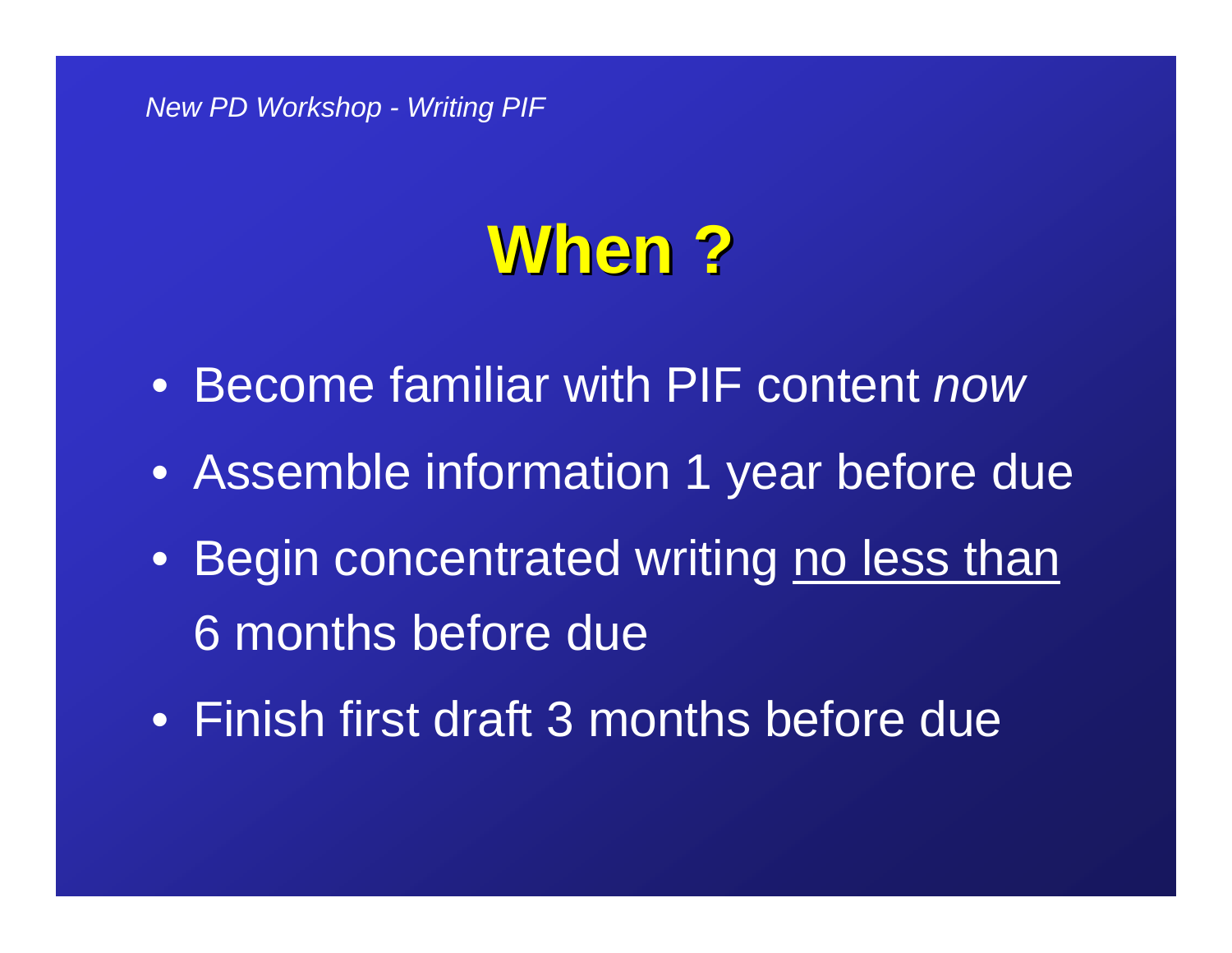# When ?

- Become familiar with PIF content *now*
- Assemble information 1 year before due
- Begin concentrated writing <u>no less than</u> 6 months before due
- Finish first draft 3 months before due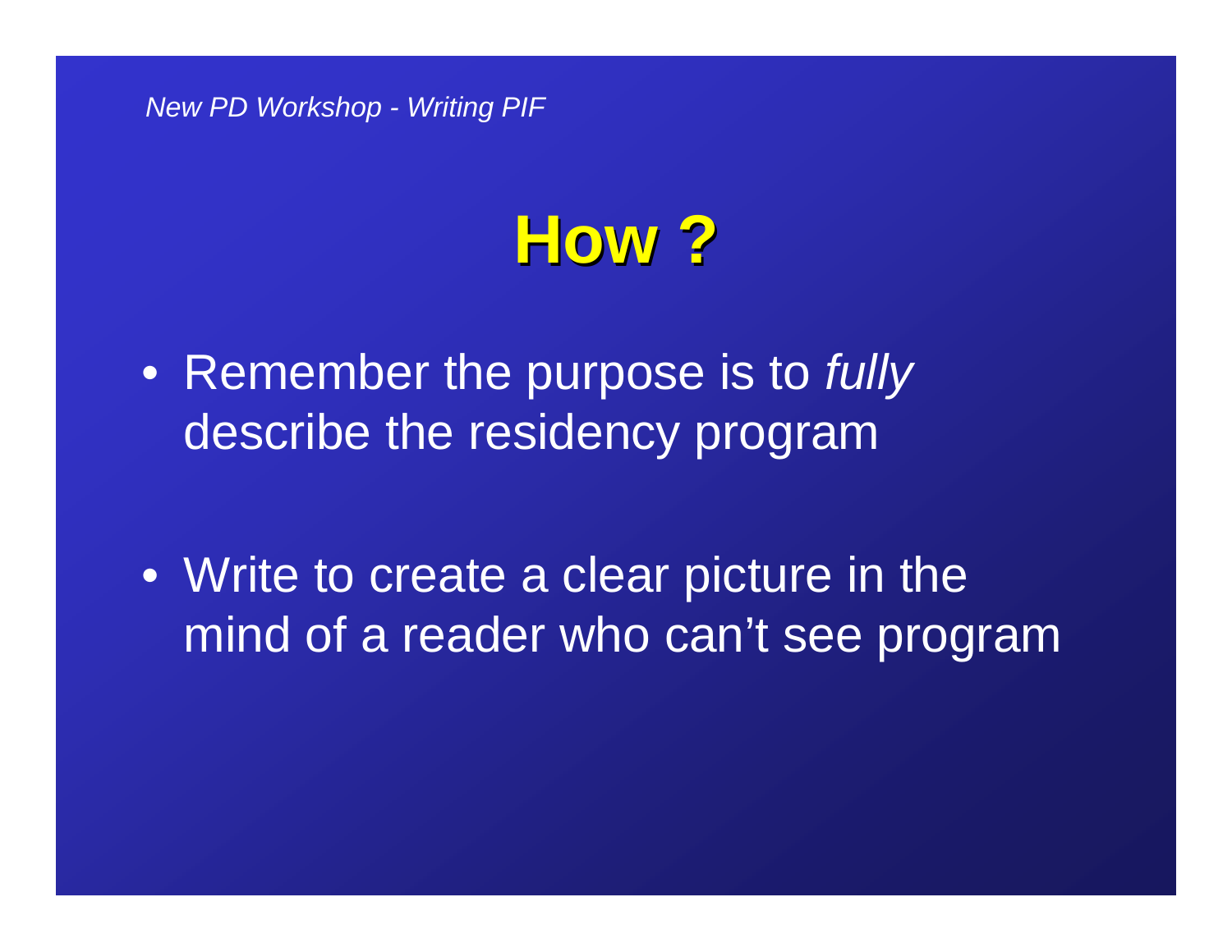# How ?

- Remember the purpose is to *fully* describe the residency program

- Write to create a clear picture in the mind of a reader who can't see program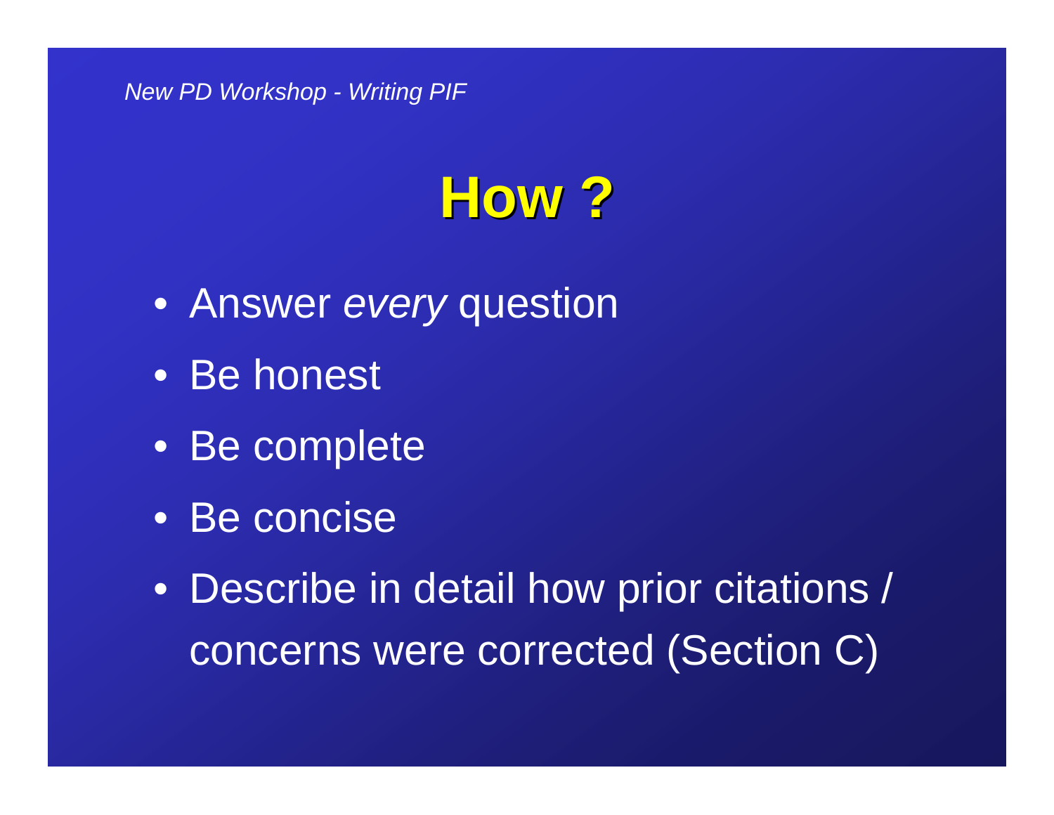# How ?

- Answer *every* question
- Be honest
- Be complete
- Be concise
- Describe in detail how prior citations / concerns were corrected (Section C)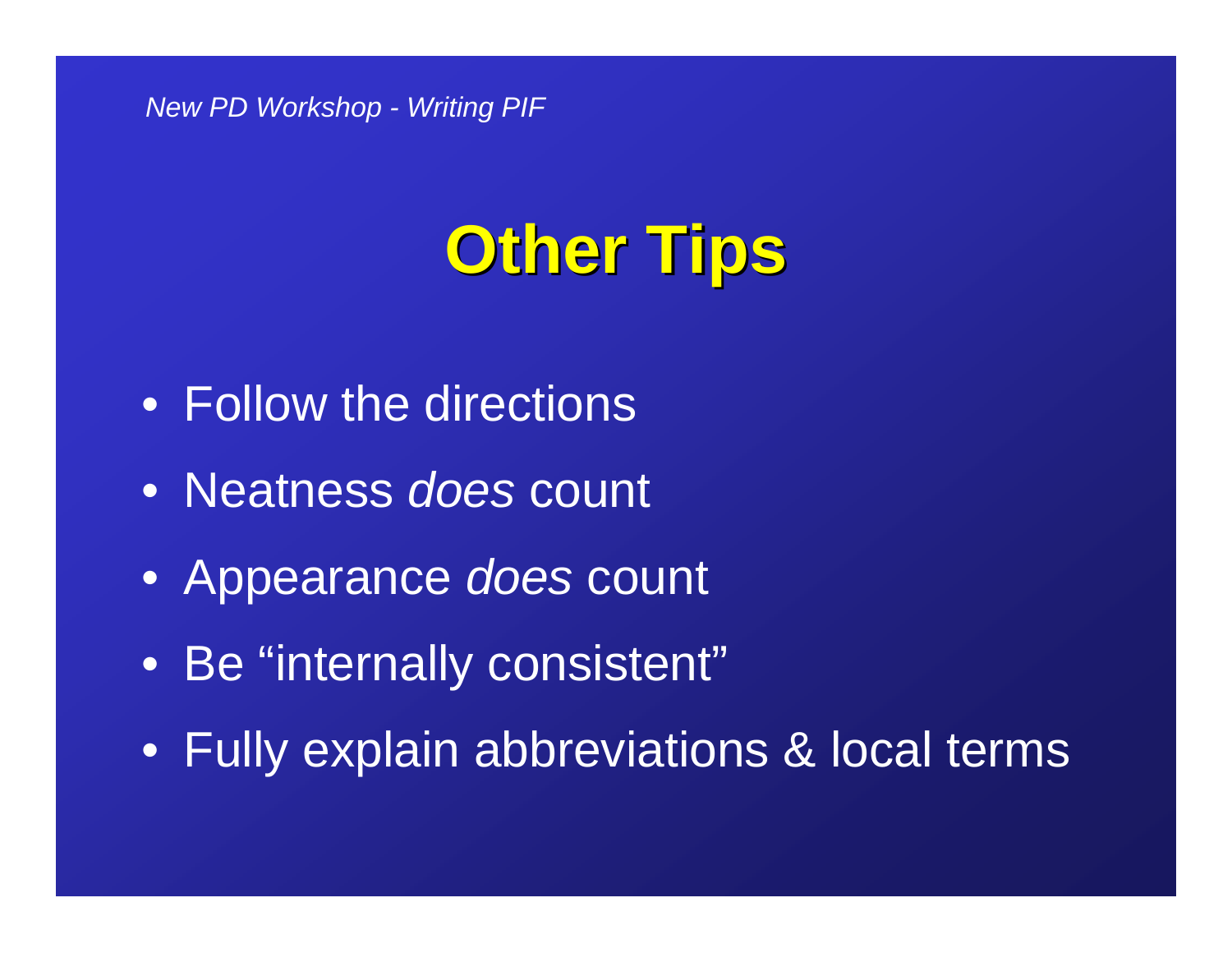# Other Tips

- Follow the directions
- Neatness *does* count
- Appearance *does* count
- Be “internally consistent”
- Fully explain abbreviations & local terms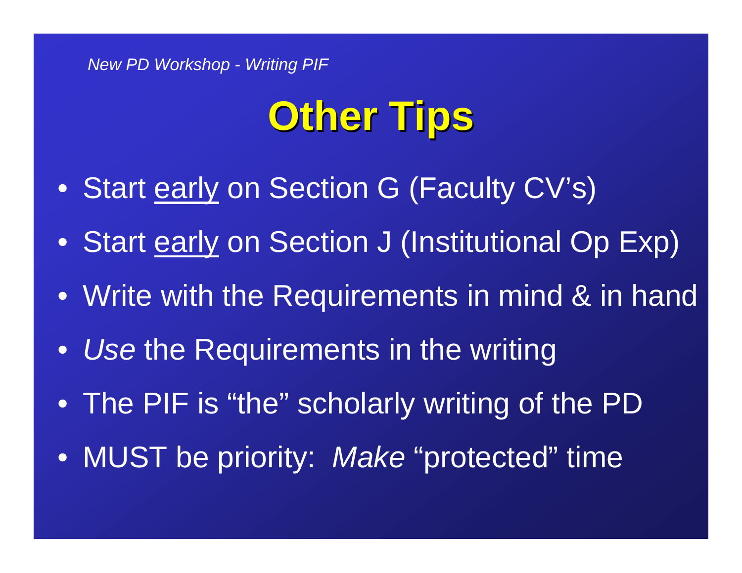# Other Tips

- Start <u>early</u> on Section G (Faculty CV's)
- Start <u>early</u> on Section J (Institutional Op Exp)
- Write with the Requirements in mind & in hand
- *Use* the Requirements in the writing
- The PIF is "the" scholarly writing of the PD
- MUST be priority: *Make* "protected" time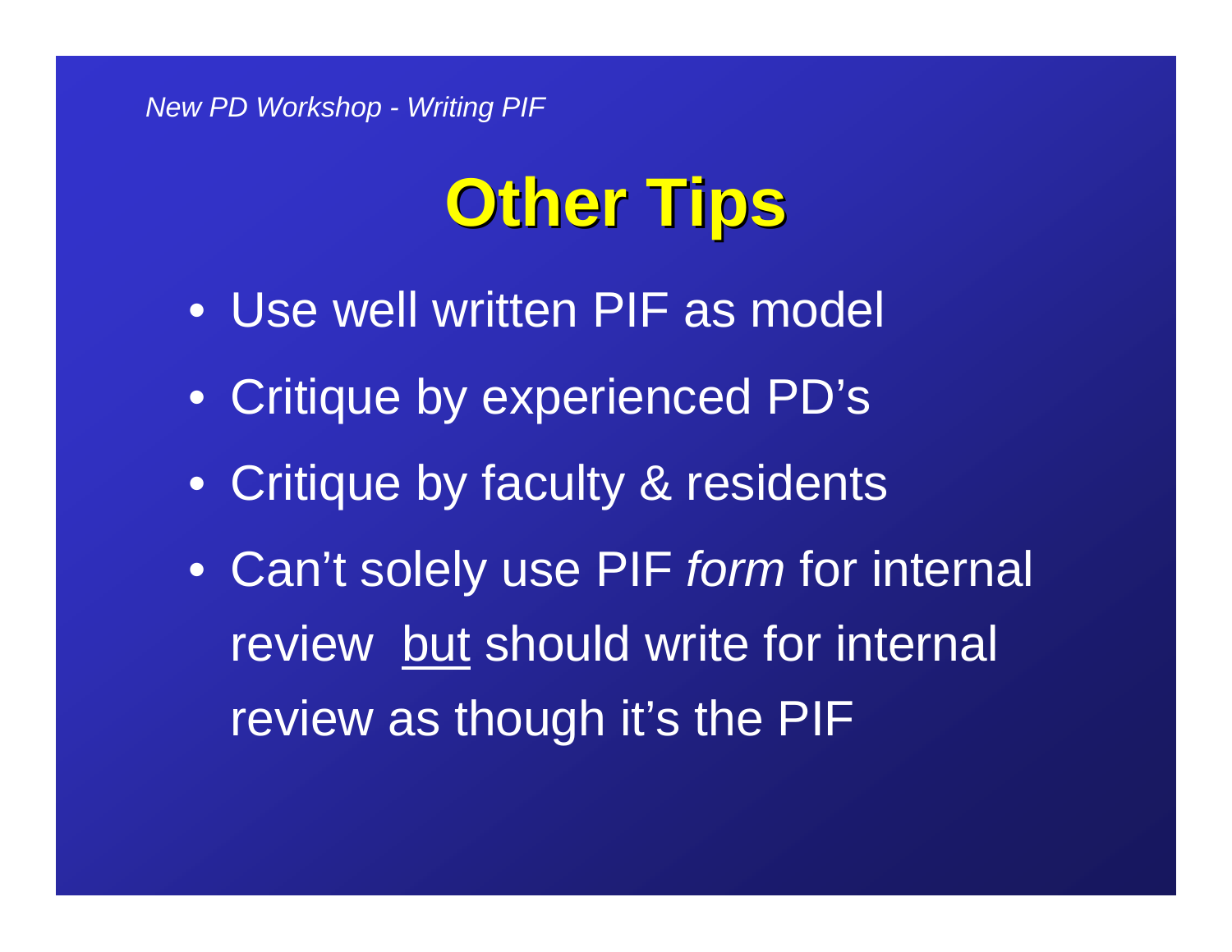# Other Tips

- Use well written PIF as model
- Critique by experienced PD's
- Critique by faculty & residents
- Can't solely use PIF *form* for internal review <u>but</u> should write for internal review as though it's the PIF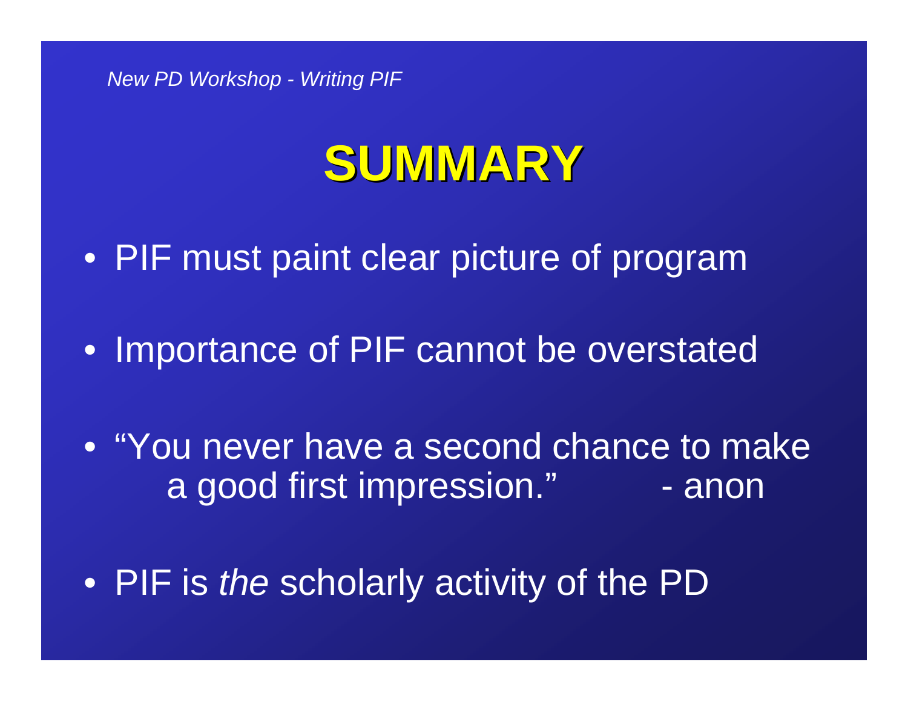# SUMMARY

- PIF must paint clear picture of program
- Importance of PIF cannot be overstated
- "You never have a second chance to make a good first impression." - anon
- PIF is *the* scholarly activity of the PD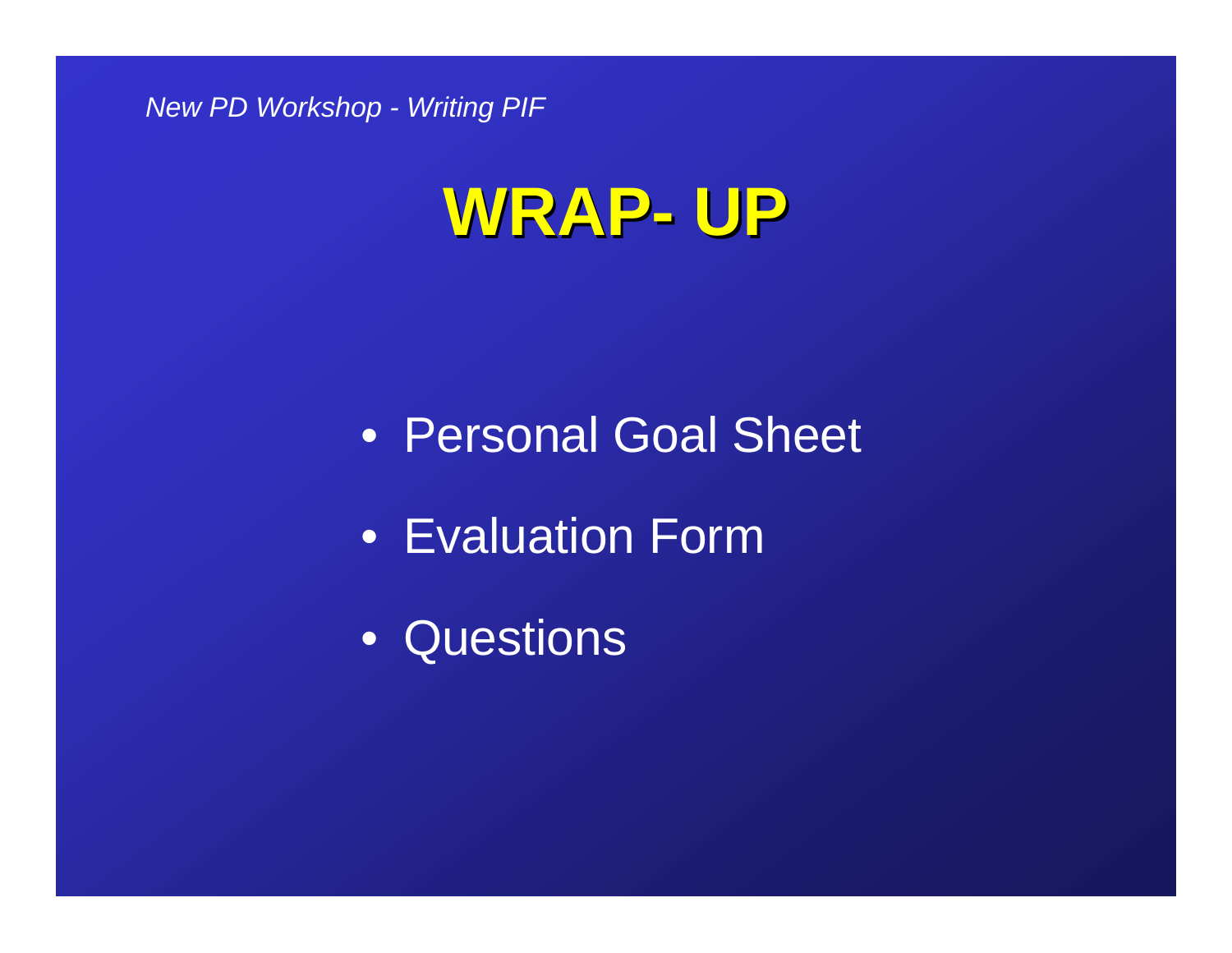# WRAP- UP

- Personal Goal Sheet
- Evaluation Form
- Questions